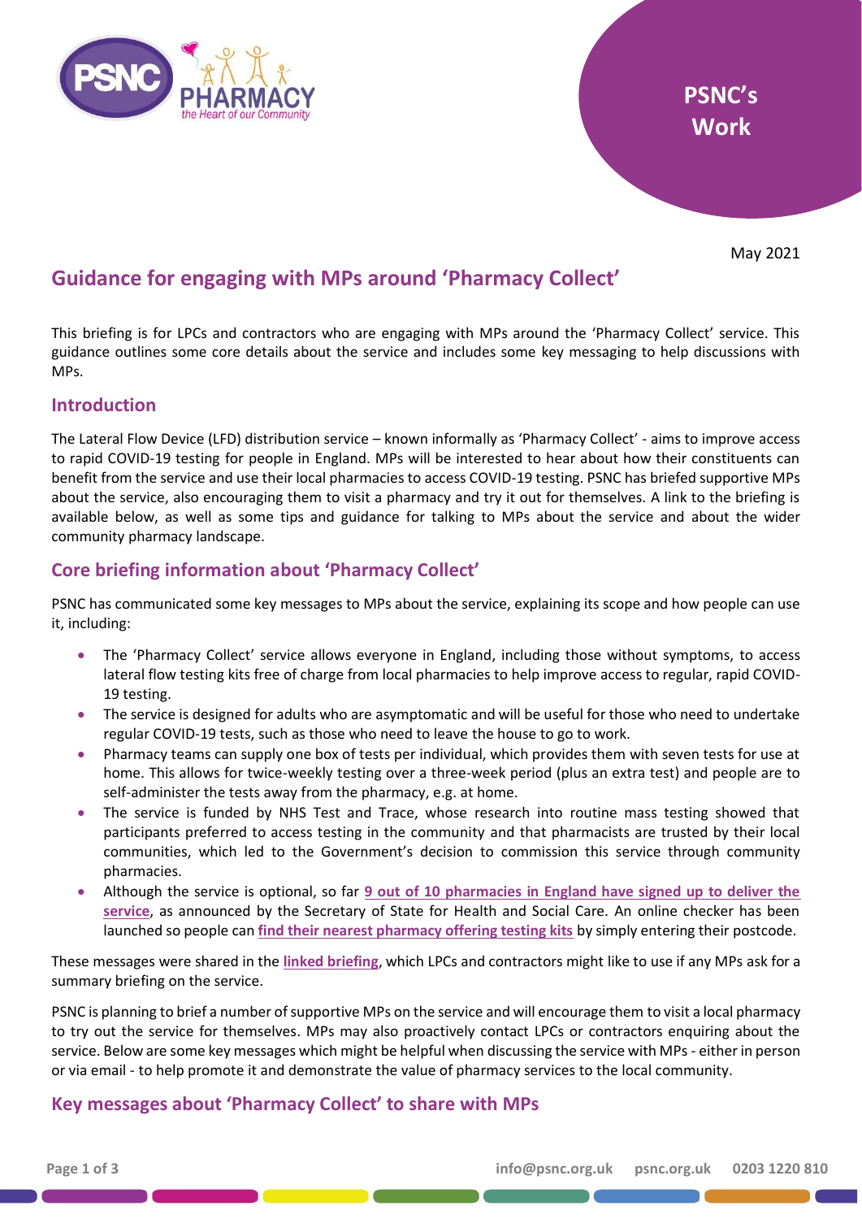PSNC's Work

May 2021

# Guidance for engaging with MPs around 'Pharmacy Collect'

This briefing is for LPCs and contractors who are engaging with MPs around the 'Pharmacy Collect' service. This guidance outlines some core details about the service and includes some key messaging to help discussions with MPs.

## Introduction

The Lateral Flow Device (LFD) distribution service – known informally as 'Pharmacy Collect' - aims to improve access to rapid COVID-19 testing for people in England. MPs will be interested to hear about how their constituents can benefit from the service and use their local pharmacies to access COVID-19 testing. PSNC has briefed supportive MPs about the service, also encouraging them to visit a pharmacy and try it out for themselves. A link to the briefing is available below, as well as some tips and guidance for talking to MPs about the service and about the wider community pharmacy landscape.

## Core briefing information about 'Pharmacy Collect'

PSNC has communicated some key messages to MPs about the service, explaining its scope and how people can use it, including:

- The 'Pharmacy Collect' service allows everyone in England, including those without symptoms, to access lateral flow testing kits free of charge from local pharmacies to help improve access to regular, rapid COVID-19 testing.
- The service is designed for adults who are asymptomatic and will be useful for those who need to undertake regular COVID-19 tests, such as those who need to leave the house to go to work.
- Pharmacy teams can supply one box of tests per individual, which provides them with seven tests for use at home. This allows for twice-weekly testing over a three-week period (plus an extra test) and people are to self-administer the tests away from the pharmacy, e.g. at home.
- The service is funded by NHS Test and Trace, whose research into routine mass testing showed that participants preferred to access testing in the community and that pharmacists are trusted by their local communities, which led to the Government's decision to commission this service through community pharmacies.
- Although the service is optional, so far **9 out of 10 pharmacies in England have signed up to deliver the service**, as announced by the Secretary of State for Health and Social Care. An online checker has been launched so people can **find their nearest pharmacy offering testing kits** by simply entering their postcode.

These messages were shared in the **linked briefing**, which LPCs and contractors might like to use if any MPs ask for a summary briefing on the service.

PSNC is planning to brief a number of supportive MPs on the service and will encourage them to visit a local pharmacy to try out the service for themselves. MPs may also proactively contact LPCs or contractors enquiring about the service. Below are some key messages which might be helpful when discussing the service with MPs - either in person or via email - to help promote it and demonstrate the value of pharmacy services to the local community.

## Key messages about 'Pharmacy Collect' to share with MPs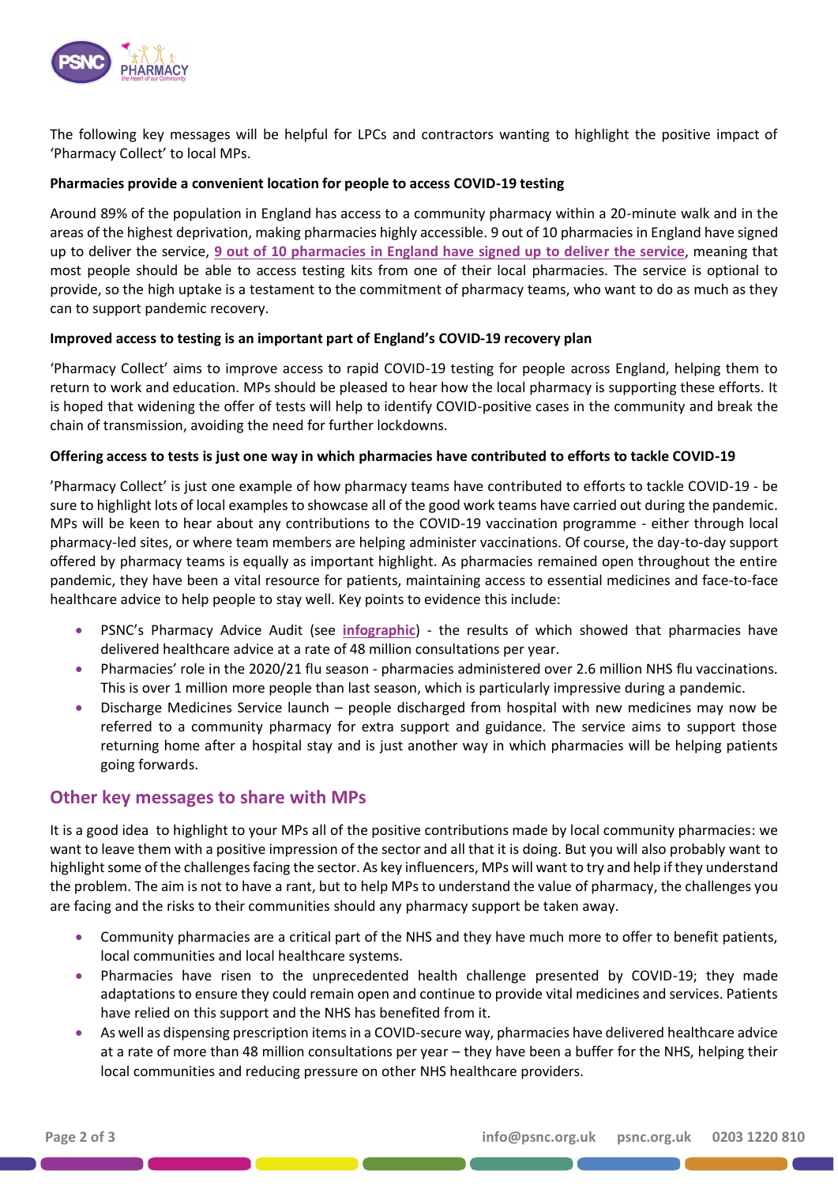The following key messages will be helpful for LPCs and contractors wanting to highlight the positive impact of 'Pharmacy Collect' to local MPs.

**Pharmacies provide a convenient location for people to access COVID-19 testing**

Around 89% of the population in England has access to a community pharmacy within a 20-minute walk and in the areas of the highest deprivation, making pharmacies highly accessible. 9 out of 10 pharmacies in England have signed up to deliver the service, **9 out of 10 pharmacies in England have signed up to deliver the service**, meaning that most people should be able to access testing kits from one of their local pharmacies. The service is optional to provide, so the high uptake is a testament to the commitment of pharmacy teams, who want to do as much as they can to support pandemic recovery.

**Improved access to testing is an important part of England's COVID-19 recovery plan**

'Pharmacy Collect' aims to improve access to rapid COVID-19 testing for people across England, helping them to return to work and education. MPs should be pleased to hear how the local pharmacy is supporting these efforts. It is hoped that widening the offer of tests will help to identify COVID-positive cases in the community and break the chain of transmission, avoiding the need for further lockdowns.

**Offering access to tests is just one way in which pharmacies have contributed to efforts to tackle COVID-19**

'Pharmacy Collect' is just one example of how pharmacy teams have contributed to efforts to tackle COVID-19 - be sure to highlight lots of local examples to showcase all of the good work teams have carried out during the pandemic. MPs will be keen to hear about any contributions to the COVID-19 vaccination programme - either through local pharmacy-led sites, or where team members are helping administer vaccinations. Of course, the day-to-day support offered by pharmacy teams is equally as important highlight. As pharmacies remained open throughout the entire pandemic, they have been a vital resource for patients, maintaining access to essential medicines and face-to-face healthcare advice to help people to stay well. Key points to evidence this include:

- PSNC's Pharmacy Advice Audit (see **infographic**) - the results of which showed that pharmacies have delivered healthcare advice at a rate of 48 million consultations per year.
- Pharmacies' role in the 2020/21 flu season - pharmacies administered over 2.6 million NHS flu vaccinations. This is over 1 million more people than last season, which is particularly impressive during a pandemic.
- Discharge Medicines Service launch – people discharged from hospital with new medicines may now be referred to a community pharmacy for extra support and guidance. The service aims to support those returning home after a hospital stay and is just another way in which pharmacies will be helping patients going forwards.

## Other key messages to share with MPs

It is a good idea to highlight to your MPs all of the positive contributions made by local community pharmacies: we want to leave them with a positive impression of the sector and all that it is doing. But you will also probably want to highlight some of the challenges facing the sector. As key influencers, MPs will want to try and help if they understand the problem. The aim is not to have a rant, but to help MPs to understand the value of pharmacy, the challenges you are facing and the risks to their communities should any pharmacy support be taken away.

- Community pharmacies are a critical part of the NHS and they have much more to offer to benefit patients, local communities and local healthcare systems.
- Pharmacies have risen to the unprecedented health challenge presented by COVID-19; they made adaptations to ensure they could remain open and continue to provide vital medicines and services. Patients have relied on this support and the NHS has benefited from it.
- As well as dispensing prescription items in a COVID-secure way, pharmacies have delivered healthcare advice at a rate of more than 48 million consultations per year – they have been a buffer for the NHS, helping their local communities and reducing pressure on other NHS healthcare providers.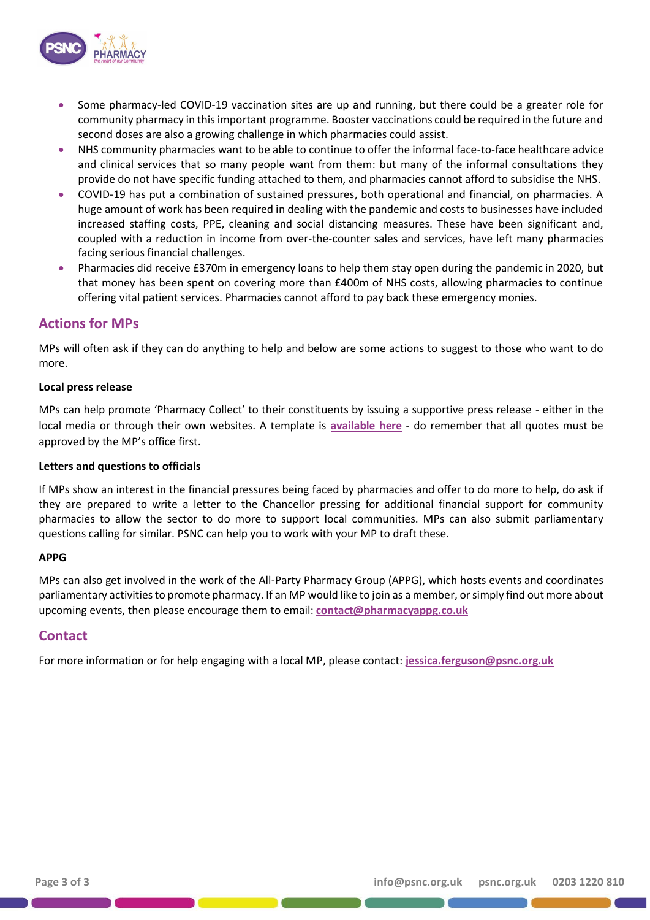- Some pharmacy-led COVID-19 vaccination sites are up and running, but there could be a greater role for community pharmacy in this important programme. Booster vaccinations could be required in the future and second doses are also a growing challenge in which pharmacies could assist.
- NHS community pharmacies want to be able to continue to offer the informal face-to-face healthcare advice and clinical services that so many people want from them: but many of the informal consultations they provide do not have specific funding attached to them, and pharmacies cannot afford to subsidise the NHS.
- COVID-19 has put a combination of sustained pressures, both operational and financial, on pharmacies. A huge amount of work has been required in dealing with the pandemic and costs to businesses have included increased staffing costs, PPE, cleaning and social distancing measures. These have been significant and, coupled with a reduction in income from over-the-counter sales and services, have left many pharmacies facing serious financial challenges.
- Pharmacies did receive £370m in emergency loans to help them stay open during the pandemic in 2020, but that money has been spent on covering more than £400m of NHS costs, allowing pharmacies to continue offering vital patient services. Pharmacies cannot afford to pay back these emergency monies.

## Actions for MPs

MPs will often ask if they can do anything to help and below are some actions to suggest to those who want to do more.

**Local press release**

MPs can help promote 'Pharmacy Collect' to their constituents by issuing a supportive press release - either in the local media or through their own websites. A template is **available here** - do remember that all quotes must be approved by the MP's office first.

**Letters and questions to officials**

If MPs show an interest in the financial pressures being faced by pharmacies and offer to do more to help, do ask if they are prepared to write a letter to the Chancellor pressing for additional financial support for community pharmacies to allow the sector to do more to support local communities. MPs can also submit parliamentary questions calling for similar. PSNC can help you to work with your MP to draft these.

**APPG**

MPs can also get involved in the work of the All-Party Pharmacy Group (APPG), which hosts events and coordinates parliamentary activities to promote pharmacy. If an MP would like to join as a member, or simply find out more about upcoming events, then please encourage them to email: **contact@pharmacyappg.co.uk**

## Contact

For more information or for help engaging with a local MP, please contact: **jessica.ferguson@psnc.org.uk**